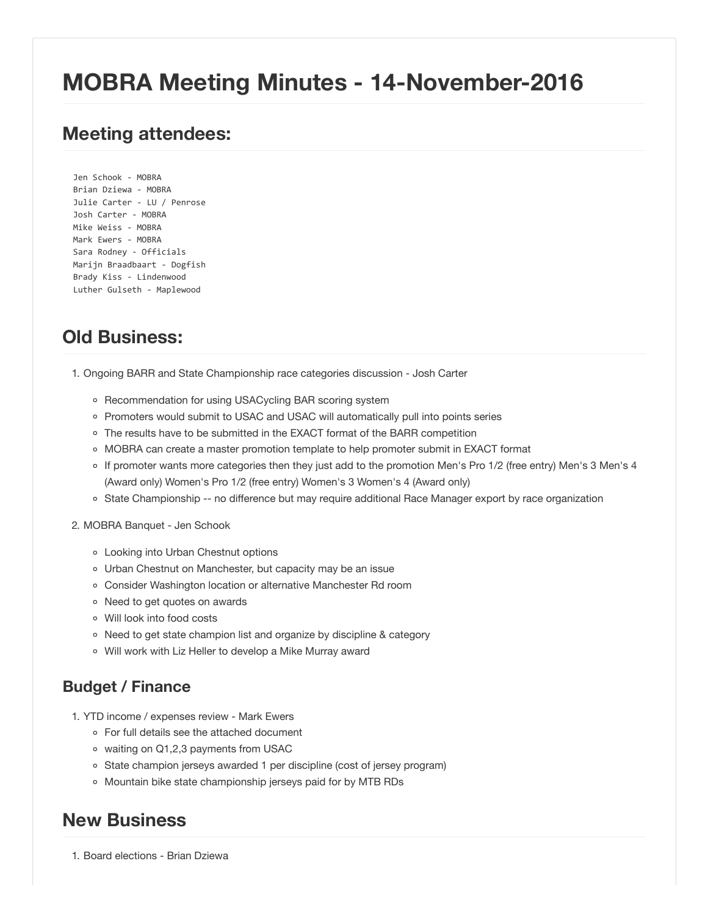# MOBRA Meeting Minutes - 14-November-2016

## Meeting attendees:

```
Jen Schook - MOBRA
Brian Dziewa - MOBRA
Julie Carter - LU / Penrose
Josh Carter - MOBRA
Mike Weiss - MOBRA
Mark Ewers - MOBRA
Sara Rodney - Officials
Marijn Braadbaart - Dogfish
Brady Kiss - Lindenwood
Luther Gulseth - Maplewood
```

## Old Business:

1. Ongoing BARR and State Championship race categories discussion - Josh Carter
   - Recommendation for using USACycling BAR scoring system
   - Promoters would submit to USAC and USAC will automatically pull into points series
   - The results have to be submitted in the EXACT format of the BARR competition
   - MOBRA can create a master promotion template to help promoter submit in EXACT format
   - If promoter wants more categories then they just add to the promotion Men's Pro 1/2 (free entry) Men's 3 Men's 4 (Award only) Women's Pro 1/2 (free entry) Women's 3 Women's 4 (Award only)
   - State Championship -- no difference but may require additional Race Manager export by race organization
2. MOBRA Banquet - Jen Schook
   - Looking into Urban Chestnut options
   - Urban Chestnut on Manchester, but capacity may be an issue
   - Consider Washington location or alternative Manchester Rd room
   - Need to get quotes on awards
   - Will look into food costs
   - Need to get state champion list and organize by discipline & category
   - Will work with Liz Heller to develop a Mike Murray award

### Budget / Finance

1. YTD income / expenses review - Mark Ewers
   - For full details see the attached document
   - waiting on Q1,2,3 payments from USAC
   - State champion jerseys awarded 1 per discipline (cost of jersey program)
   - Mountain bike state championship jerseys paid for by MTB RDs

## New Business

1. Board elections - Brian Dziewa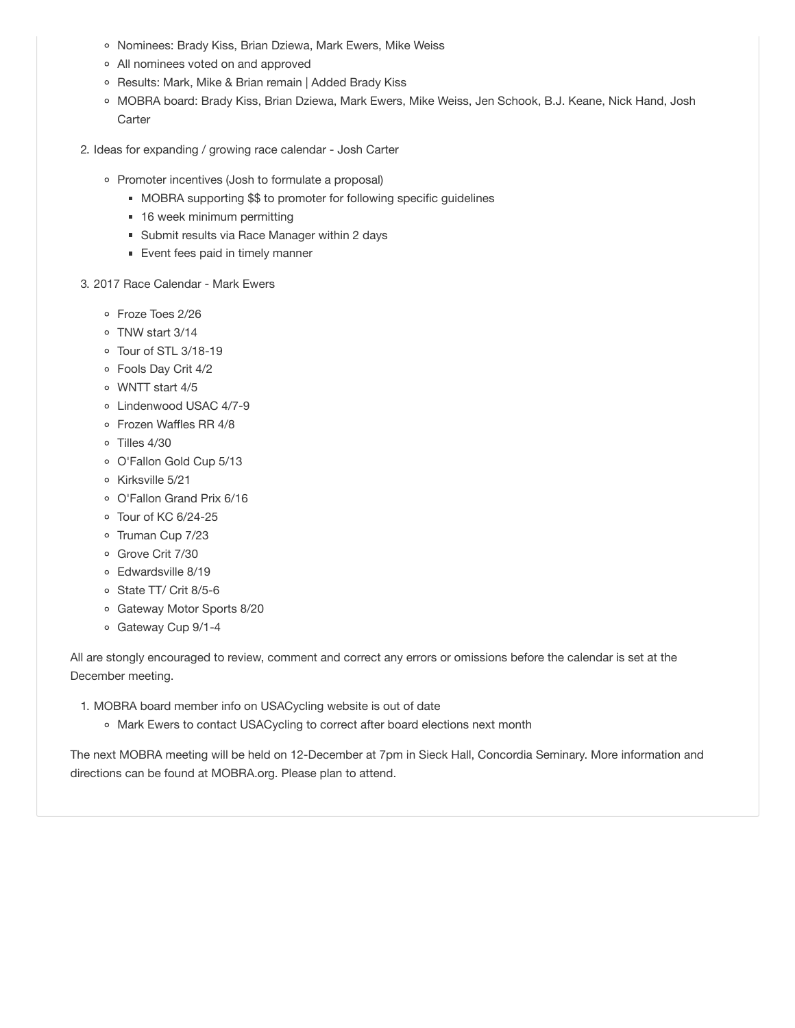- Nominees: Brady Kiss, Brian Dziewa, Mark Ewers, Mike Weiss
- All nominees voted on and approved
- Results: Mark, Mike & Brian remain | Added Brady Kiss
- MOBRA board: Brady Kiss, Brian Dziewa, Mark Ewers, Mike Weiss, Jen Schook, B.J. Keane, Nick Hand, Josh Carter

2. Ideas for expanding / growing race calendar - Josh Carter

    - Promoter incentives (Josh to formulate a proposal)
        - MOBRA supporting $$ to promoter for following specific guidelines
        - 16 week minimum permitting
        - Submit results via Race Manager within 2 days
        - Event fees paid in timely manner

3. 2017 Race Calendar - Mark Ewers

    - Froze Toes 2/26
    - TNW start 3/14
    - Tour of STL 3/18-19
    - Fools Day Crit 4/2
    - WNTT start 4/5
    - Lindenwood USAC 4/7-9
    - Frozen Waffles RR 4/8
    - Tilles 4/30
    - O'Fallon Gold Cup 5/13
    - Kirksville 5/21
    - O'Fallon Grand Prix 6/16
    - Tour of KC 6/24-25
    - Truman Cup 7/23
    - Grove Crit 7/30
    - Edwardsville 8/19
    - State TT/ Crit 8/5-6
    - Gateway Motor Sports 8/20
    - Gateway Cup 9/1-4

All are stongly encouraged to review, comment and correct any errors or omissions before the calendar is set at the December meeting.

1. MOBRA board member info on USACycling website is out of date
    - Mark Ewers to contact USACycling to correct after board elections next month

The next MOBRA meeting will be held on 12-December at 7pm in Sieck Hall, Concordia Seminary. More information and directions can be found at MOBRA.org. Please plan to attend.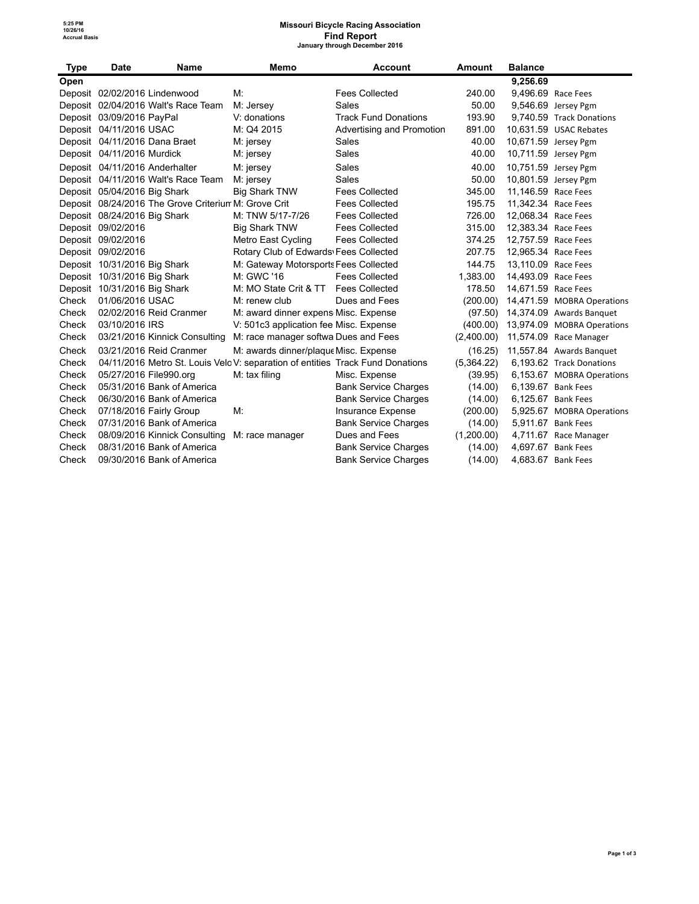# Missouri Bicycle Racing Association

## Find Report

January through December 2016

5:25 PM
10/26/16
Accrual Basis

| Type | Date | Name | Memo | Account | Amount | Balance | |
|---|---|---|---|---|---|---|---|
| Open | | | | | | 9,256.69 | |
| Deposit | 02/02/2016 | Lindenwood | M: | Fees Collected | 240.00 | 9,496.69 | Race Fees |
| Deposit | 02/04/2016 | Walt's Race Team | M: Jersey | Sales | 50.00 | 9,546.69 | Jersey Pgm |
| Deposit | 03/09/2016 | PayPal | V: donations | Track Fund Donations | 193.90 | 9,740.59 | Track Donations |
| Deposit | 04/11/2016 | USAC | M: Q4 2015 | Advertising and Promotion | 891.00 | 10,631.59 | USAC Rebates |
| Deposit | 04/11/2016 | Dana Braet | M: jersey | Sales | 40.00 | 10,671.59 | Jersey Pgm |
| Deposit | 04/11/2016 | Murdick | M: jersey | Sales | 40.00 | 10,711.59 | Jersey Pgm |
| Deposit | 04/11/2016 | Anderhalter | M: jersey | Sales | 40.00 | 10,751.59 | Jersey Pgm |
| Deposit | 04/11/2016 | Walt's Race Team | M: jersey | Sales | 50.00 | 10,801.59 | Jersey Pgm |
| Deposit | 05/04/2016 | Big Shark | Big Shark TNW | Fees Collected | 345.00 | 11,146.59 | Race Fees |
| Deposit | 08/24/2016 | The Grove Criterium | M: Grove Crit | Fees Collected | 195.75 | 11,342.34 | Race Fees |
| Deposit | 08/24/2016 | Big Shark | M: TNW 5/17-7/26 | Fees Collected | 726.00 | 12,068.34 | Race Fees |
| Deposit | 09/02/2016 | | Big Shark TNW | Fees Collected | 315.00 | 12,383.34 | Race Fees |
| Deposit | 09/02/2016 | | Metro East Cycling | Fees Collected | 374.25 | 12,757.59 | Race Fees |
| Deposit | 09/02/2016 | | Rotary Club of Edwards | Fees Collected | 207.75 | 12,965.34 | Race Fees |
| Deposit | 10/31/2016 | Big Shark | M: Gateway Motorsports | Fees Collected | 144.75 | 13,110.09 | Race Fees |
| Deposit | 10/31/2016 | Big Shark | M: GWC '16 | Fees Collected | 1,383.00 | 14,493.09 | Race Fees |
| Deposit | 10/31/2016 | Big Shark | M: MO State Crit & TT | Fees Collected | 178.50 | 14,671.59 | Race Fees |
| Check | 01/06/2016 | USAC | M: renew club | Dues and Fees | (200.00) | 14,471.59 | MOBRA Operations |
| Check | 02/02/2016 | Reid Cranmer | M: award dinner expens | Misc. Expense | (97.50) | 14,374.09 | Awards Banquet |
| Check | 03/10/2016 | IRS | V: 501c3 application fee | Misc. Expense | (400.00) | 13,974.09 | MOBRA Operations |
| Check | 03/21/2016 | Kinnick Consulting | M: race manager softwa | Dues and Fees | (2,400.00) | 11,574.09 | Race Manager |
| Check | 03/21/2016 | Reid Cranmer | M: awards dinner/plaque | Misc. Expense | (16.25) | 11,557.84 | Awards Banquet |
| Check | 04/11/2016 | Metro St. Louis Velo | V: separation of entities | Track Fund Donations | (5,364.22) | 6,193.62 | Track Donations |
| Check | 05/27/2016 | File990.org | M: tax filing | Misc. Expense | (39.95) | 6,153.67 | MOBRA Operations |
| Check | 05/31/2016 | Bank of America | | Bank Service Charges | (14.00) | 6,139.67 | Bank Fees |
| Check | 06/30/2016 | Bank of America | | Bank Service Charges | (14.00) | 6,125.67 | Bank Fees |
| Check | 07/18/2016 | Fairly Group | M: | Insurance Expense | (200.00) | 5,925.67 | MOBRA Operations |
| Check | 07/31/2016 | Bank of America | | Bank Service Charges | (14.00) | 5,911.67 | Bank Fees |
| Check | 08/09/2016 | Kinnick Consulting | M: race manager | Dues and Fees | (1,200.00) | 4,711.67 | Race Manager |
| Check | 08/31/2016 | Bank of America | | Bank Service Charges | (14.00) | 4,697.67 | Bank Fees |
| Check | 09/30/2016 | Bank of America | | Bank Service Charges | (14.00) | 4,683.67 | Bank Fees |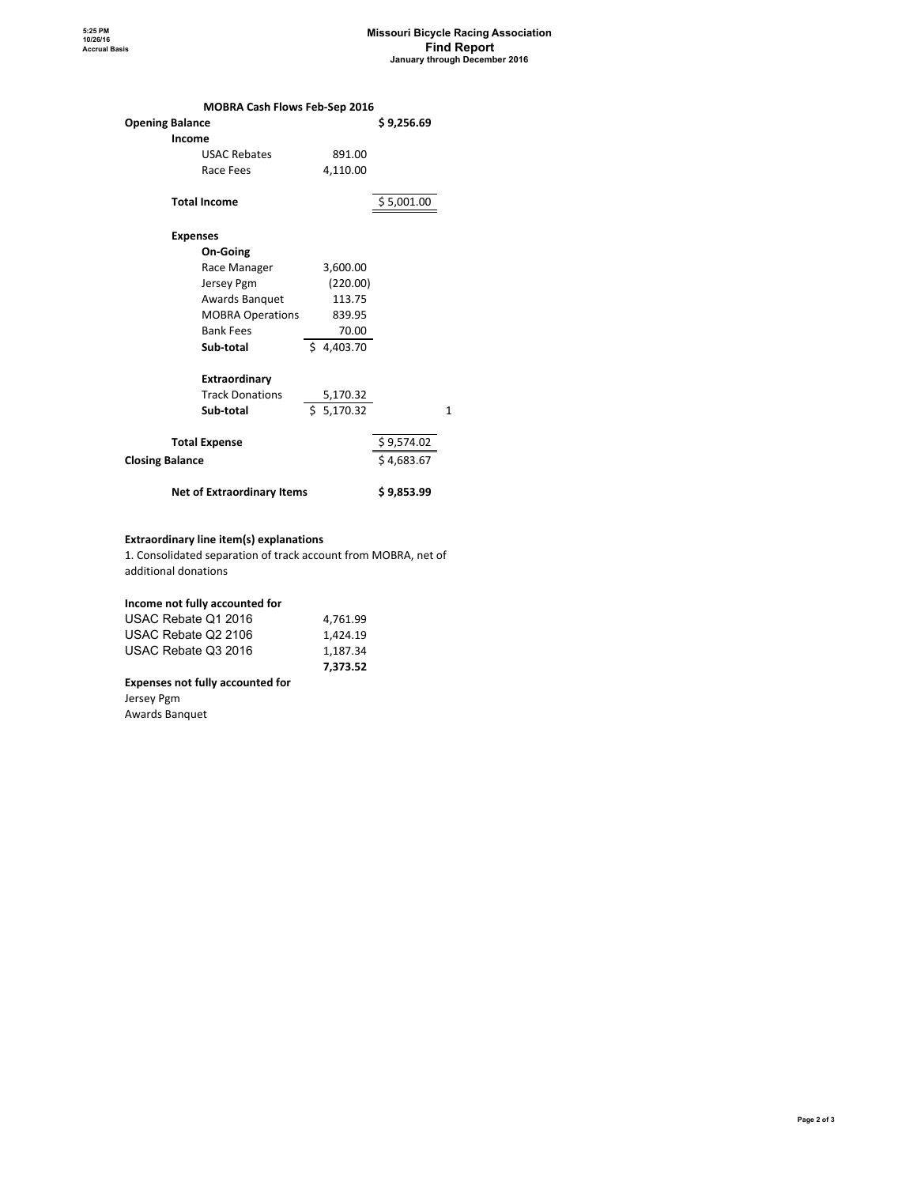# Missouri Bicycle Racing Association

## Find Report

### January through December 2016

**MOBRA Cash Flows Feb-Sep 2016**

| | | | |
|---|---|---|---|
| **Opening Balance** | | **$ 9,256.69** | |
| **Income** | | | |
| USAC Rebates | 891.00 | | |
| Race Fees | 4,110.00 | | |
| **Total Income** | | $ 5,001.00 | |
| **Expenses** | | | |
| **On-Going** | | | |
| Race Manager | 3,600.00 | | |
| Jersey Pgm | (220.00) | | |
| Awards Banquet | 113.75 | | |
| MOBRA Operations | 839.95 | | |
| Bank Fees | 70.00 | | |
| **Sub-total** | $ 4,403.70 | | |
| **Extraordinary** | | | |
| Track Donations | 5,170.32 | | |
| **Sub-total** | $ 5,170.32 | | 1 |
| **Total Expense** | | $ 9,574.02 | |
| **Closing Balance** | | $ 4,683.67 | |
| **Net of Extraordinary Items** | | **$ 9,853.99** | |

**Extraordinary line item(s) explanations**

1. Consolidated separation of track account from MOBRA, net of additional donations

**Income not fully accounted for**

| | |
|---|---|
| USAC Rebate Q1 2016 | 4,761.99 |
| USAC Rebate Q2 2106 | 1,424.19 |
| USAC Rebate Q3 2016 | 1,187.34 |
| | **7,373.52** |

**Expenses not fully accounted for**

Jersey Pgm

Awards Banquet